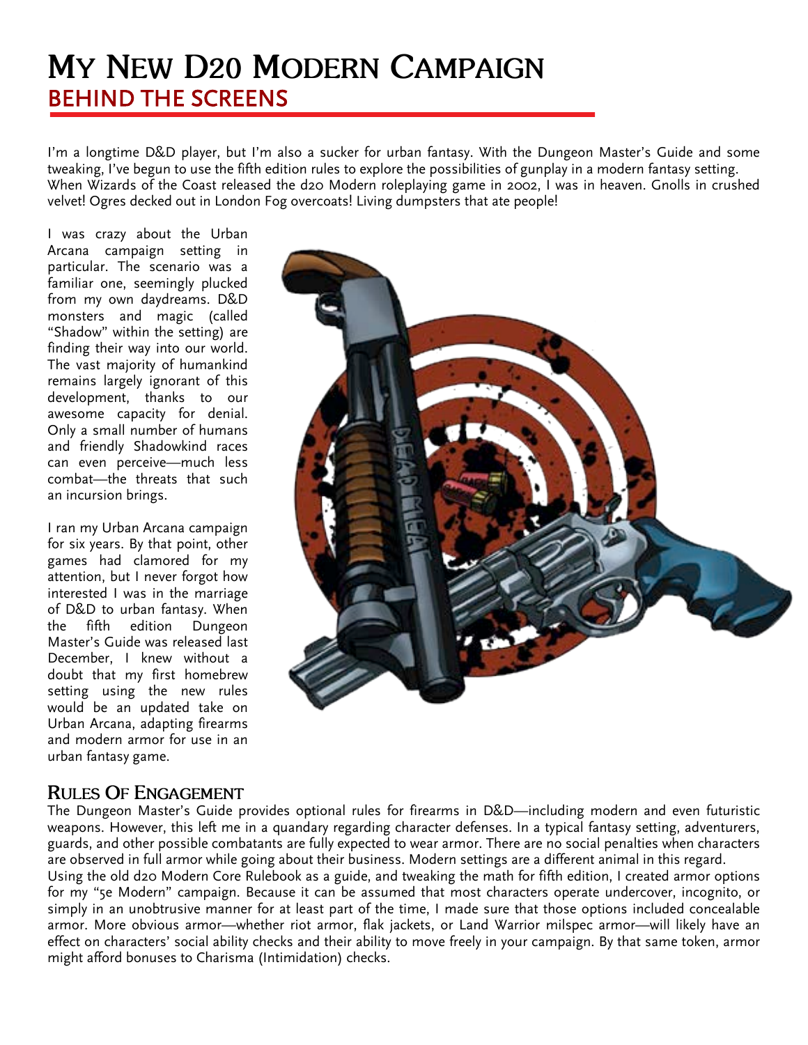# My New D20 Modern Campaign

## Behind the Screens

I'm a longtime D&D player, but I'm also a sucker for urban fantasy. With the Dungeon Master's Guide and some tweaking, I've begun to use the fifth edition rules to explore the possibilities of gunplay in a modern fantasy setting. When Wizards of the Coast released the d20 Modern roleplaying game in 2002, I was in heaven. Gnolls in crushed velvet! Ogres decked out in London Fog overcoats! Living dumpsters that ate people!

I was crazy about the Urban Arcana campaign setting in particular. The scenario was a familiar one, seemingly plucked from my own daydreams. D&D monsters and magic (called "Shadow" within the setting) are finding their way into our world. The vast majority of humankind remains largely ignorant of this development, thanks to our awesome capacity for denial. Only a small number of humans and friendly Shadowkind races can even perceive—much less combat—the threats that such an incursion brings.

I ran my Urban Arcana campaign for six years. By that point, other games had clamored for my attention, but I never forgot how interested I was in the marriage of D&D to urban fantasy. When the fifth edition Dungeon Master's Guide was released last December, I knew without a doubt that my first homebrew setting using the new rules would be an updated take on Urban Arcana, adapting firearms and modern armor for use in an urban fantasy game.

### Rules Of Engagement

The Dungeon Master's Guide provides optional rules for firearms in D&D—including modern and even futuristic weapons. However, this left me in a quandary regarding character defenses. In a typical fantasy setting, adventurers, guards, and other possible combatants are fully expected to wear armor. There are no social penalties when characters are observed in full armor while going about their business. Modern settings are a different animal in this regard.

Using the old d20 Modern Core Rulebook as a guide, and tweaking the math for fifth edition, I created armor options for my "5e Modern" campaign. Because it can be assumed that most characters operate undercover, incognito, or simply in an unobtrusive manner for at least part of the time, I made sure that those options included concealable armor. More obvious armor—whether riot armor, flak jackets, or Land Warrior milspec armor—will likely have an effect on characters' social ability checks and their ability to move freely in your campaign. By that same token, armor might afford bonuses to Charisma (Intimidation) checks.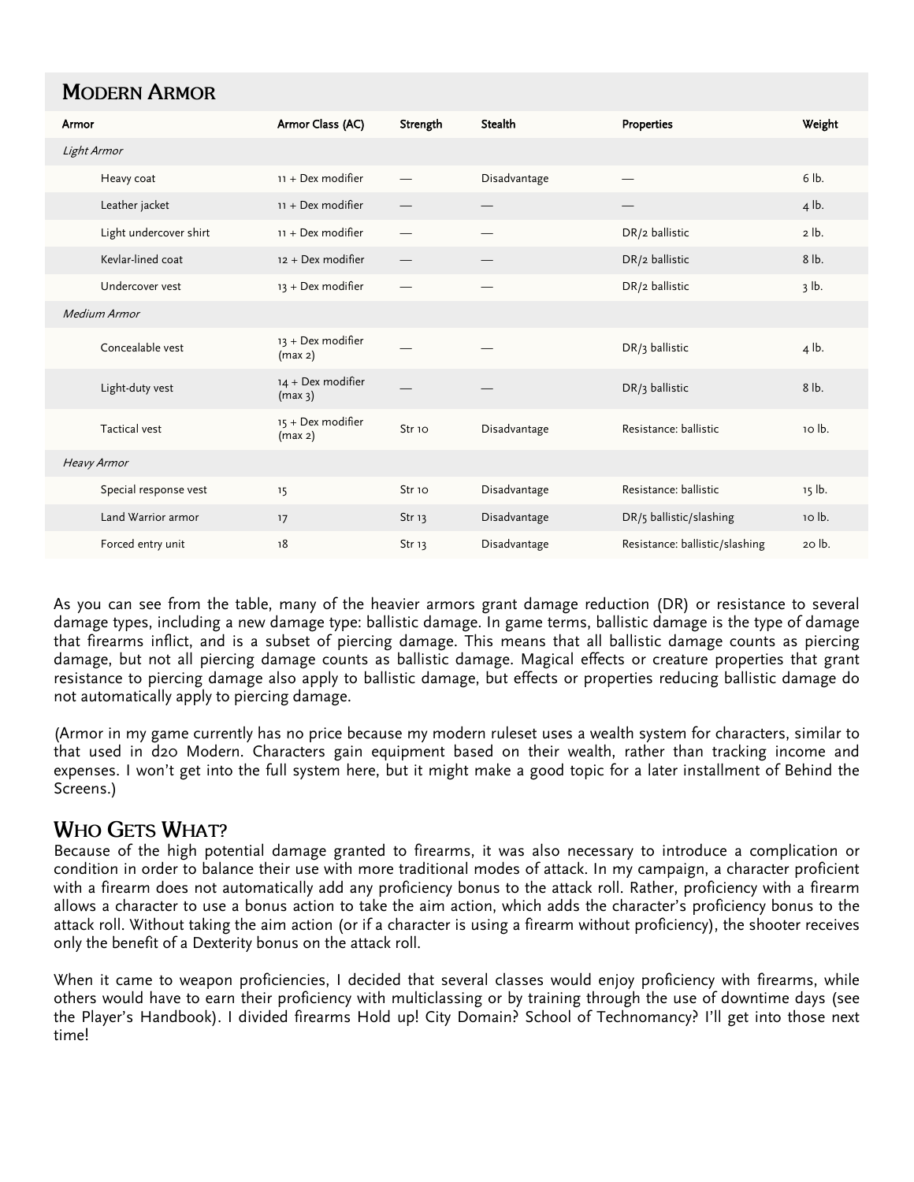## Modern Armor

| Armor | Armor Class (AC) | Strength | Stealth | Properties | Weight |
|---|---|---|---|---|---|
| *Light Armor* | | | | | |
| Heavy coat | 11 + Dex modifier | — | Disadvantage | — | 6 lb. |
| Leather jacket | 11 + Dex modifier | — | — | — | 4 lb. |
| Light undercover shirt | 11 + Dex modifier | — | — | DR/2 ballistic | 2 lb. |
| Kevlar-lined coat | 12 + Dex modifier | — | — | DR/2 ballistic | 8 lb. |
| Undercover vest | 13 + Dex modifier | — | — | DR/2 ballistic | 3 lb. |
| *Medium Armor* | | | | | |
| Concealable vest | 13 + Dex modifier (max 2) | — | — | DR/3 ballistic | 4 lb. |
| Light-duty vest | 14 + Dex modifier (max 3) | — | — | DR/3 ballistic | 8 lb. |
| Tactical vest | 15 + Dex modifier (max 2) | Str 10 | Disadvantage | Resistance: ballistic | 10 lb. |
| *Heavy Armor* | | | | | |
| Special response vest | 15 | Str 10 | Disadvantage | Resistance: ballistic | 15 lb. |
| Land Warrior armor | 17 | Str 13 | Disadvantage | DR/5 ballistic/slashing | 10 lb. |
| Forced entry unit | 18 | Str 13 | Disadvantage | Resistance: ballistic/slashing | 20 lb. |

As you can see from the table, many of the heavier armors grant damage reduction (DR) or resistance to several damage types, including a new damage type: ballistic damage. In game terms, ballistic damage is the type of damage that firearms inflict, and is a subset of piercing damage. This means that all ballistic damage counts as piercing damage, but not all piercing damage counts as ballistic damage. Magical effects or creature properties that grant resistance to piercing damage also apply to ballistic damage, but effects or properties reducing ballistic damage do not automatically apply to piercing damage.

(Armor in my game currently has no price because my modern ruleset uses a wealth system for characters, similar to that used in d20 Modern. Characters gain equipment based on their wealth, rather than tracking income and expenses. I won't get into the full system here, but it might make a good topic for a later installment of Behind the Screens.)

## Who Gets What?

Because of the high potential damage granted to firearms, it was also necessary to introduce a complication or condition in order to balance their use with more traditional modes of attack. In my campaign, a character proficient with a firearm does not automatically add any proficiency bonus to the attack roll. Rather, proficiency with a firearm allows a character to use a bonus action to take the aim action, which adds the character's proficiency bonus to the attack roll. Without taking the aim action (or if a character is using a firearm without proficiency), the shooter receives only the benefit of a Dexterity bonus on the attack roll.

When it came to weapon proficiencies, I decided that several classes would enjoy proficiency with firearms, while others would have to earn their proficiency with multiclassing or by training through the use of downtime days (see the Player's Handbook). I divided firearms Hold up! City Domain? School of Technomancy? I'll get into those next time!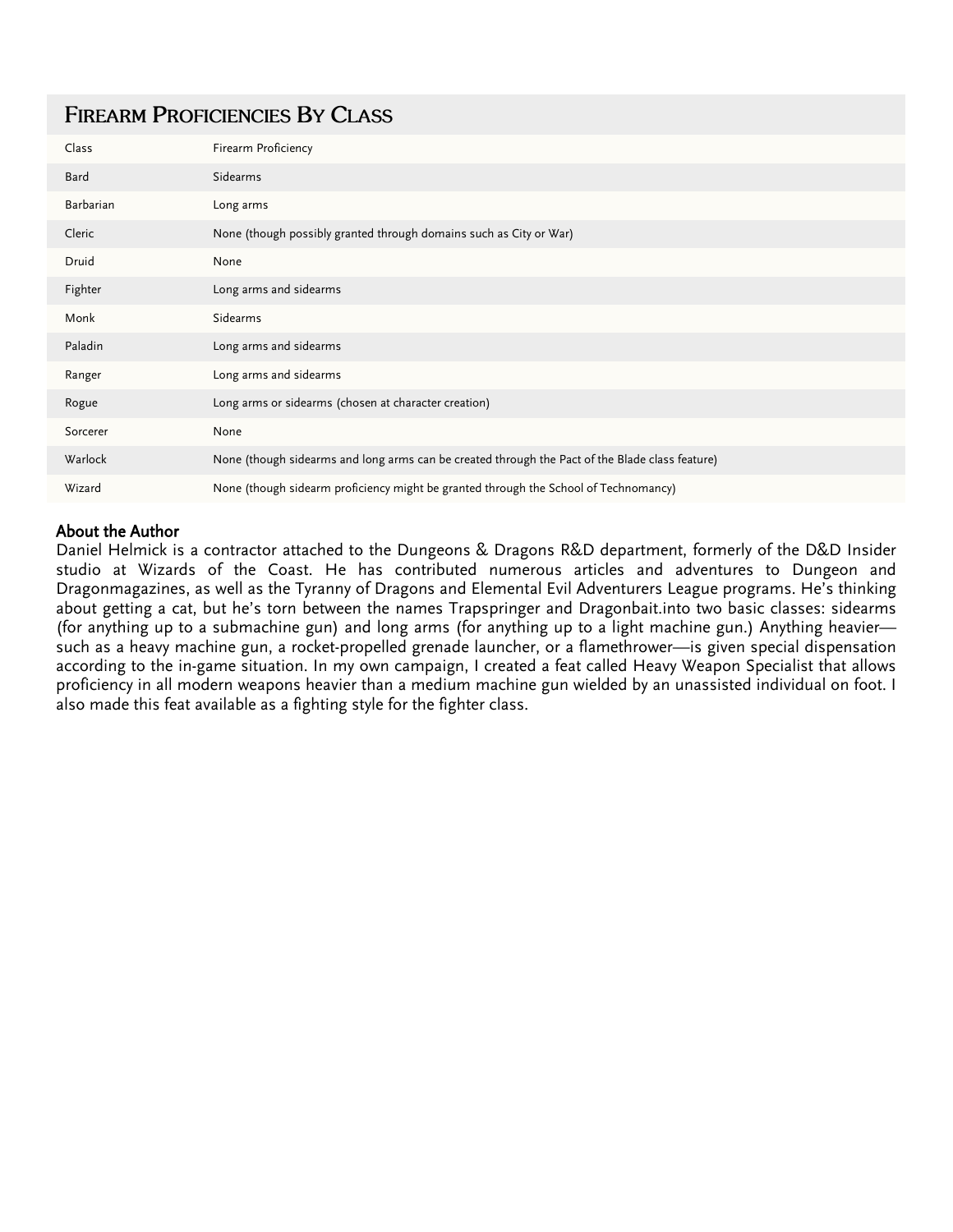## Firearm Proficiencies By Class

| Class | Firearm Proficiency |
|---|---|
| Bard | Sidearms |
| Barbarian | Long arms |
| Cleric | None (though possibly granted through domains such as City or War) |
| Druid | None |
| Fighter | Long arms and sidearms |
| Monk | Sidearms |
| Paladin | Long arms and sidearms |
| Ranger | Long arms and sidearms |
| Rogue | Long arms or sidearms (chosen at character creation) |
| Sorcerer | None |
| Warlock | None (though sidearms and long arms can be created through the Pact of the Blade class feature) |
| Wizard | None (though sidearm proficiency might be granted through the School of Technomancy) |

### About the Author

Daniel Helmick is a contractor attached to the Dungeons & Dragons R&D department, formerly of the D&D Insider studio at Wizards of the Coast. He has contributed numerous articles and adventures to Dungeon and Dragonmagazines, as well as the Tyranny of Dragons and Elemental Evil Adventurers League programs. He's thinking about getting a cat, but he's torn between the names Trapspringer and Dragonbait.into two basic classes: sidearms (for anything up to a submachine gun) and long arms (for anything up to a light machine gun.) Anything heavier—such as a heavy machine gun, a rocket-propelled grenade launcher, or a flamethrower—is given special dispensation according to the in-game situation. In my own campaign, I created a feat called Heavy Weapon Specialist that allows proficiency in all modern weapons heavier than a medium machine gun wielded by an unassisted individual on foot. I also made this feat available as a fighting style for the fighter class.